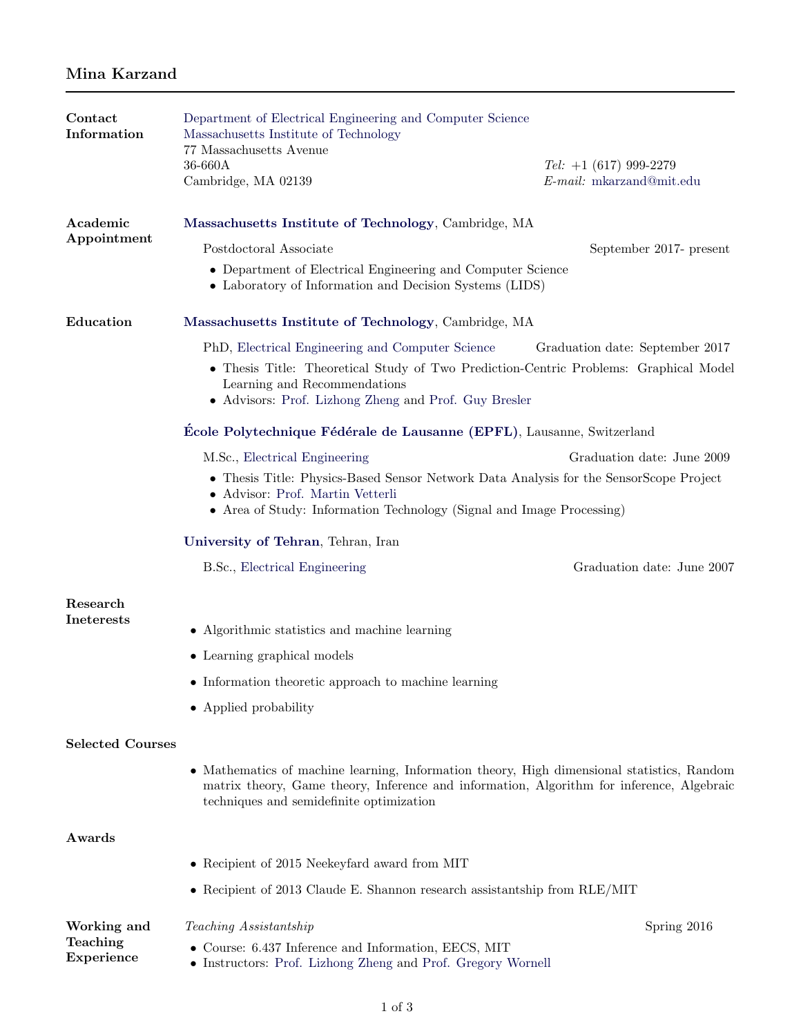# Mina Karzand

## Contact Information

Department of Electrical Engineering and Computer Science
Massachusetts Institute of Technology
77 Massachusetts Avenue
36-660A
Cambridge, MA 02139

*Tel:* +1 (617) 999-2279
*E-mail:* mkarzand@mit.edu

## Academic Appointment

**Massachusetts Institute of Technology**, Cambridge, MA

Postdoctoral Associate — September 2017- present

- Department of Electrical Engineering and Computer Science
- Laboratory of Information and Decision Systems (LIDS)

## Education

**Massachusetts Institute of Technology**, Cambridge, MA

PhD, Electrical Engineering and Computer Science — Graduation date: September 2017

- Thesis Title: Theoretical Study of Two Prediction-Centric Problems: Graphical Model Learning and Recommendations
- Advisors: Prof. Lizhong Zheng and Prof. Guy Bresler

**École Polytechnique Fédérale de Lausanne (EPFL)**, Lausanne, Switzerland

M.Sc., Electrical Engineering — Graduation date: June 2009

- Thesis Title: Physics-Based Sensor Network Data Analysis for the SensorScope Project
- Advisor: Prof. Martin Vetterli
- Area of Study: Information Technology (Signal and Image Processing)

**University of Tehran**, Tehran, Iran

B.Sc., Electrical Engineering — Graduation date: June 2007

## Research Ineterests

- Algorithmic statistics and machine learning
- Learning graphical models
- Information theoretic approach to machine learning
- Applied probability

## Selected Courses

- Mathematics of machine learning, Information theory, High dimensional statistics, Random matrix theory, Game theory, Inference and information, Algorithm for inference, Algebraic techniques and semidefinite optimization

## Awards

- Recipient of 2015 Neekeyfard award from MIT
- Recipient of 2013 Claude E. Shannon research assistantship from RLE/MIT

## Working and Teaching Experience

*Teaching Assistantship* — Spring 2016

- Course: 6.437 Inference and Information, EECS, MIT
- Instructors: Prof. Lizhong Zheng and Prof. Gregory Wornell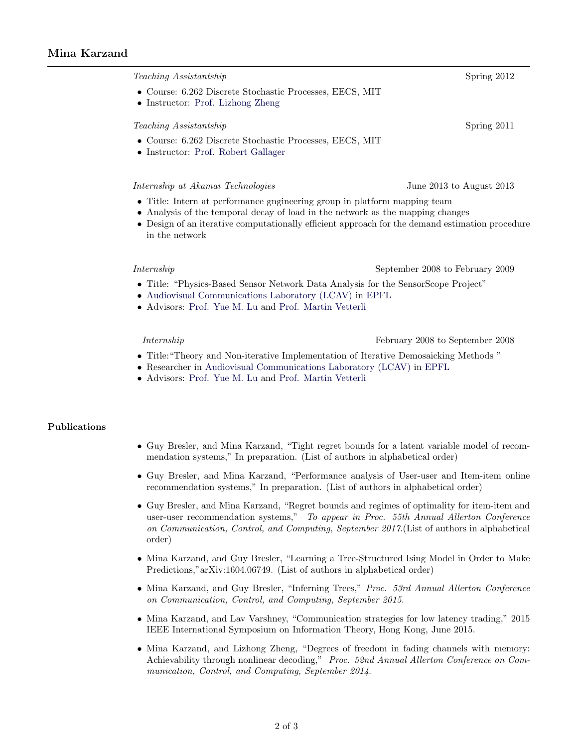*Teaching Assistantship* Spring 2012

- Course: 6.262 Discrete Stochastic Processes, EECS, MIT
- Instructor: Prof. Lizhong Zheng

*Teaching Assistantship* Spring 2011

- Course: 6.262 Discrete Stochastic Processes, EECS, MIT
- Instructor: Prof. Robert Gallager

*Internship at Akamai Technologies* June 2013 to August 2013

- Title: Intern at performance gngineering group in platform mapping team
- Analysis of the temporal decay of load in the network as the mapping changes
- Design of an iterative computationally efficient approach for the demand estimation procedure in the network

*Internship* September 2008 to February 2009

- Title: "Physics-Based Sensor Network Data Analysis for the SensorScope Project"
- Audiovisual Communications Laboratory (LCAV) in EPFL
- Advisors: Prof. Yue M. Lu and Prof. Martin Vetterli

*Internship* February 2008 to September 2008

- Title:"Theory and Non-iterative Implementation of Iterative Demosaicking Methods "
- Researcher in Audiovisual Communications Laboratory (LCAV) in EPFL
- Advisors: Prof. Yue M. Lu and Prof. Martin Vetterli

## Publications

- Guy Bresler, and Mina Karzand, "Tight regret bounds for a latent variable model of recommendation systems," In preparation. (List of authors in alphabetical order)

- Guy Bresler, and Mina Karzand, "Performance analysis of User-user and Item-item online recommendation systems," In preparation. (List of authors in alphabetical order)

- Guy Bresler, and Mina Karzand, "Regret bounds and regimes of optimality for item-item and user-user recommendation systems," *To appear in Proc. 55th Annual Allerton Conference on Communication, Control, and Computing, September 2017.*(List of authors in alphabetical order)

- Mina Karzand, and Guy Bresler, "Learning a Tree-Structured Ising Model in Order to Make Predictions,"arXiv:1604.06749. (List of authors in alphabetical order)

- Mina Karzand, and Guy Bresler, "Inferning Trees," *Proc. 53rd Annual Allerton Conference on Communication, Control, and Computing, September 2015.*

- Mina Karzand, and Lav Varshney, "Communication strategies for low latency trading," 2015 IEEE International Symposium on Information Theory, Hong Kong, June 2015.

- Mina Karzand, and Lizhong Zheng, "Degrees of freedom in fading channels with memory: Achievability through nonlinear decoding," *Proc. 52nd Annual Allerton Conference on Communication, Control, and Computing, September 2014.*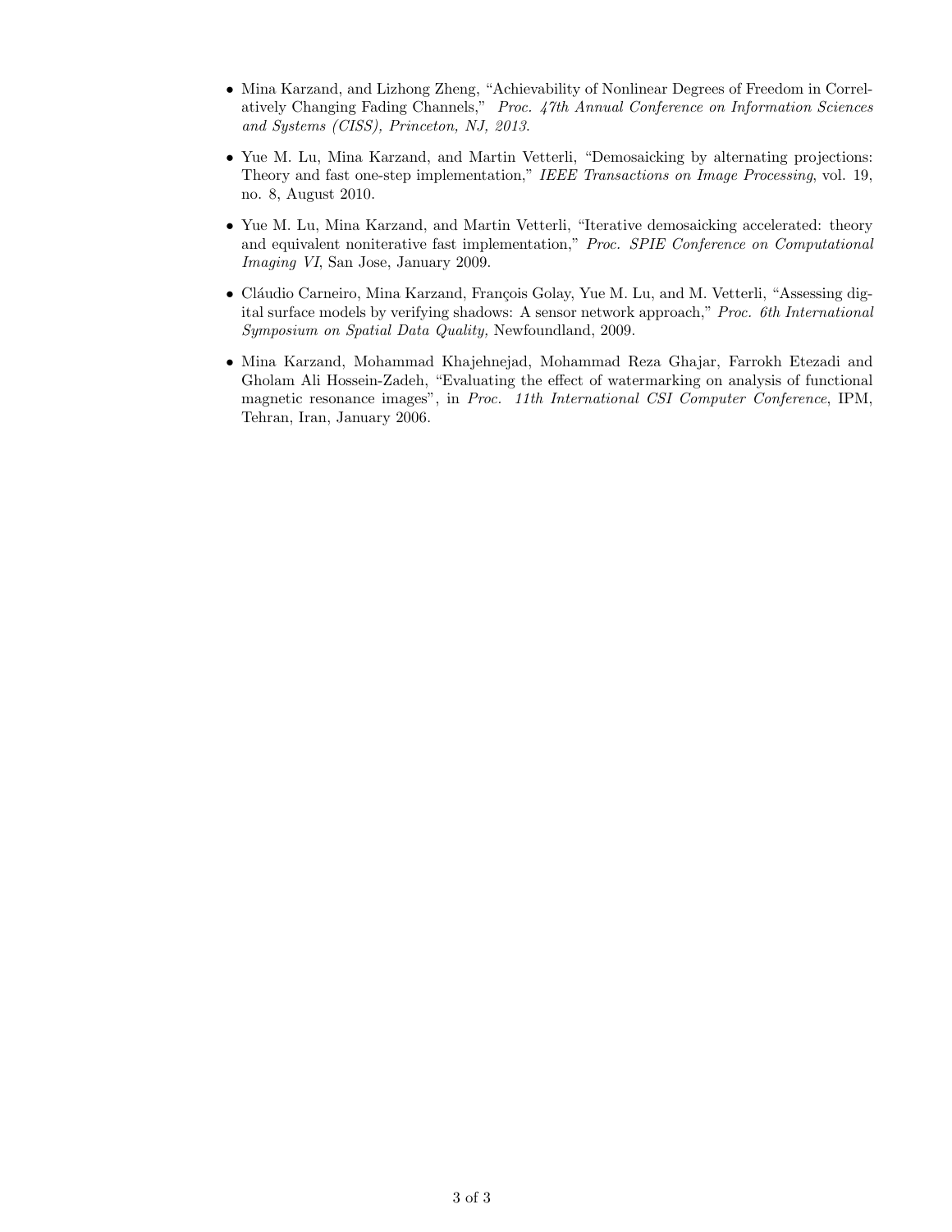- Mina Karzand, and Lizhong Zheng, "Achievability of Nonlinear Degrees of Freedom in Correlatively Changing Fading Channels," *Proc. 47th Annual Conference on Information Sciences and Systems (CISS), Princeton, NJ, 2013.*

- Yue M. Lu, Mina Karzand, and Martin Vetterli, "Demosaicking by alternating projections: Theory and fast one-step implementation," *IEEE Transactions on Image Processing*, vol. 19, no. 8, August 2010.

- Yue M. Lu, Mina Karzand, and Martin Vetterli, "Iterative demosaicking accelerated: theory and equivalent noniterative fast implementation," *Proc. SPIE Conference on Computational Imaging VI*, San Jose, January 2009.

- Cláudio Carneiro, Mina Karzand, François Golay, Yue M. Lu, and M. Vetterli, "Assessing digital surface models by verifying shadows: A sensor network approach," *Proc. 6th International Symposium on Spatial Data Quality,* Newfoundland, 2009.

- Mina Karzand, Mohammad Khajehnejad, Mohammad Reza Ghajar, Farrokh Etezadi and Gholam Ali Hossein-Zadeh, "Evaluating the effect of watermarking on analysis of functional magnetic resonance images", in *Proc. 11th International CSI Computer Conference*, IPM, Tehran, Iran, January 2006.